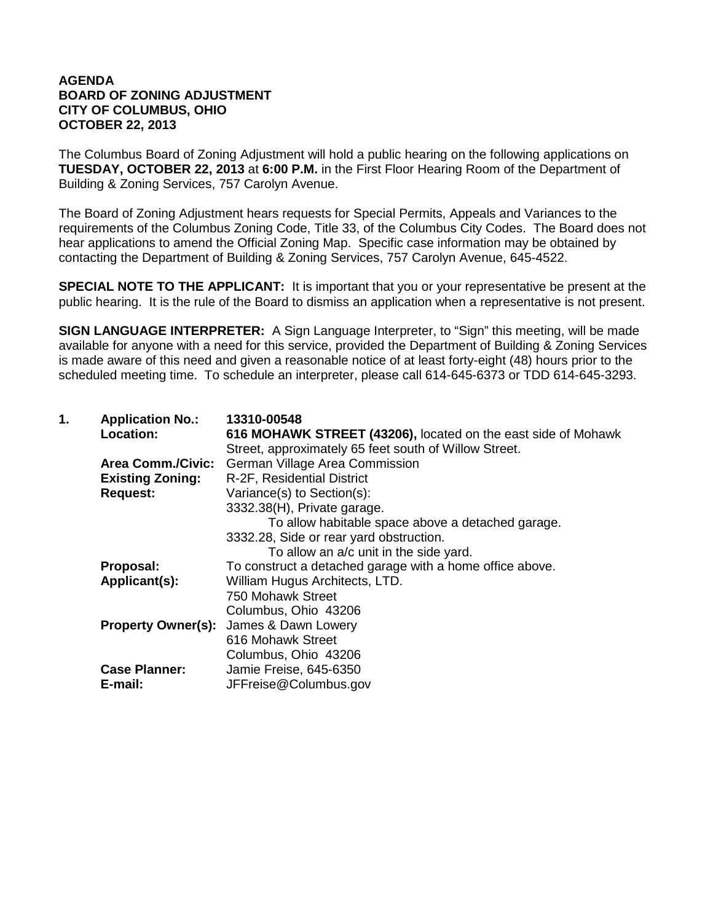**AGENDA**
**BOARD OF ZONING ADJUSTMENT**
**CITY OF COLUMBUS, OHIO**
**OCTOBER 22, 2013**

The Columbus Board of Zoning Adjustment will hold a public hearing on the following applications on **TUESDAY, OCTOBER 22, 2013** at **6:00 P.M.** in the First Floor Hearing Room of the Department of Building & Zoning Services, 757 Carolyn Avenue.

The Board of Zoning Adjustment hears requests for Special Permits, Appeals and Variances to the requirements of the Columbus Zoning Code, Title 33, of the Columbus City Codes. The Board does not hear applications to amend the Official Zoning Map. Specific case information may be obtained by contacting the Department of Building & Zoning Services, 757 Carolyn Avenue, 645-4522.

**SPECIAL NOTE TO THE APPLICANT:** It is important that you or your representative be present at the public hearing. It is the rule of the Board to dismiss an application when a representative is not present.

**SIGN LANGUAGE INTERPRETER:** A Sign Language Interpreter, to "Sign" this meeting, will be made available for anyone with a need for this service, provided the Department of Building & Zoning Services is made aware of this need and given a reasonable notice of at least forty-eight (48) hours prior to the scheduled meeting time. To schedule an interpreter, please call 614-645-6373 or TDD 614-645-3293.

**1. Application No.:** **13310-00548**
**Location:** **616 MOHAWK STREET (43206),** located on the east side of Mohawk Street, approximately 65 feet south of Willow Street.
**Area Comm./Civic:** German Village Area Commission
**Existing Zoning:** R-2F, Residential District
**Request:** Variance(s) to Section(s):
3332.38(H), Private garage.
To allow habitable space above a detached garage.
3332.28, Side or rear yard obstruction.
To allow an a/c unit in the side yard.
**Proposal:** To construct a detached garage with a home office above.
**Applicant(s):** William Hugus Architects, LTD.
750 Mohawk Street
Columbus, Ohio 43206
**Property Owner(s):** James & Dawn Lowery
616 Mohawk Street
Columbus, Ohio 43206
**Case Planner:** Jamie Freise, 645-6350
**E-mail:** JFFreise@Columbus.gov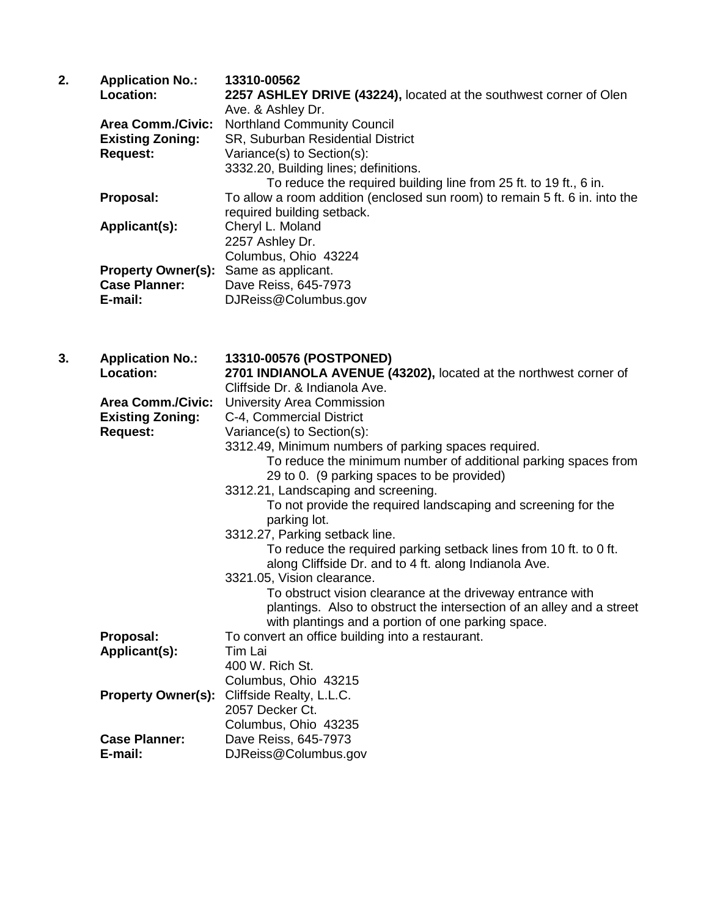2. **Application No.:** **13310-00562**
**Location:** **2257 ASHLEY DRIVE (43224),** located at the southwest corner of Olen Ave. & Ashley Dr.
**Area Comm./Civic:** Northland Community Council
**Existing Zoning:** SR, Suburban Residential District
**Request:** Variance(s) to Section(s):
3332.20, Building lines; definitions.
To reduce the required building line from 25 ft. to 19 ft., 6 in.
**Proposal:** To allow a room addition (enclosed sun room) to remain 5 ft. 6 in. into the required building setback.
**Applicant(s):** Cheryl L. Moland
2257 Ashley Dr.
Columbus, Ohio 43224
**Property Owner(s):** Same as applicant.
**Case Planner:** Dave Reiss, 645-7973
**E-mail:** DJReiss@Columbus.gov

3. **Application No.:** **13310-00576 (POSTPONED)**
**Location:** **2701 INDIANOLA AVENUE (43202),** located at the northwest corner of Cliffside Dr. & Indianola Ave.
**Area Comm./Civic:** University Area Commission
**Existing Zoning:** C-4, Commercial District
**Request:** Variance(s) to Section(s):
3312.49, Minimum numbers of parking spaces required.
To reduce the minimum number of additional parking spaces from 29 to 0. (9 parking spaces to be provided)
3312.21, Landscaping and screening.
To not provide the required landscaping and screening for the parking lot.
3312.27, Parking setback line.
To reduce the required parking setback lines from 10 ft. to 0 ft. along Cliffside Dr. and to 4 ft. along Indianola Ave.
3321.05, Vision clearance.
To obstruct vision clearance at the driveway entrance with plantings. Also to obstruct the intersection of an alley and a street with plantings and a portion of one parking space.
**Proposal:** To convert an office building into a restaurant.
**Applicant(s):** Tim Lai
400 W. Rich St.
Columbus, Ohio 43215
**Property Owner(s):** Cliffside Realty, L.L.C.
2057 Decker Ct.
Columbus, Ohio 43235
**Case Planner:** Dave Reiss, 645-7973
**E-mail:** DJReiss@Columbus.gov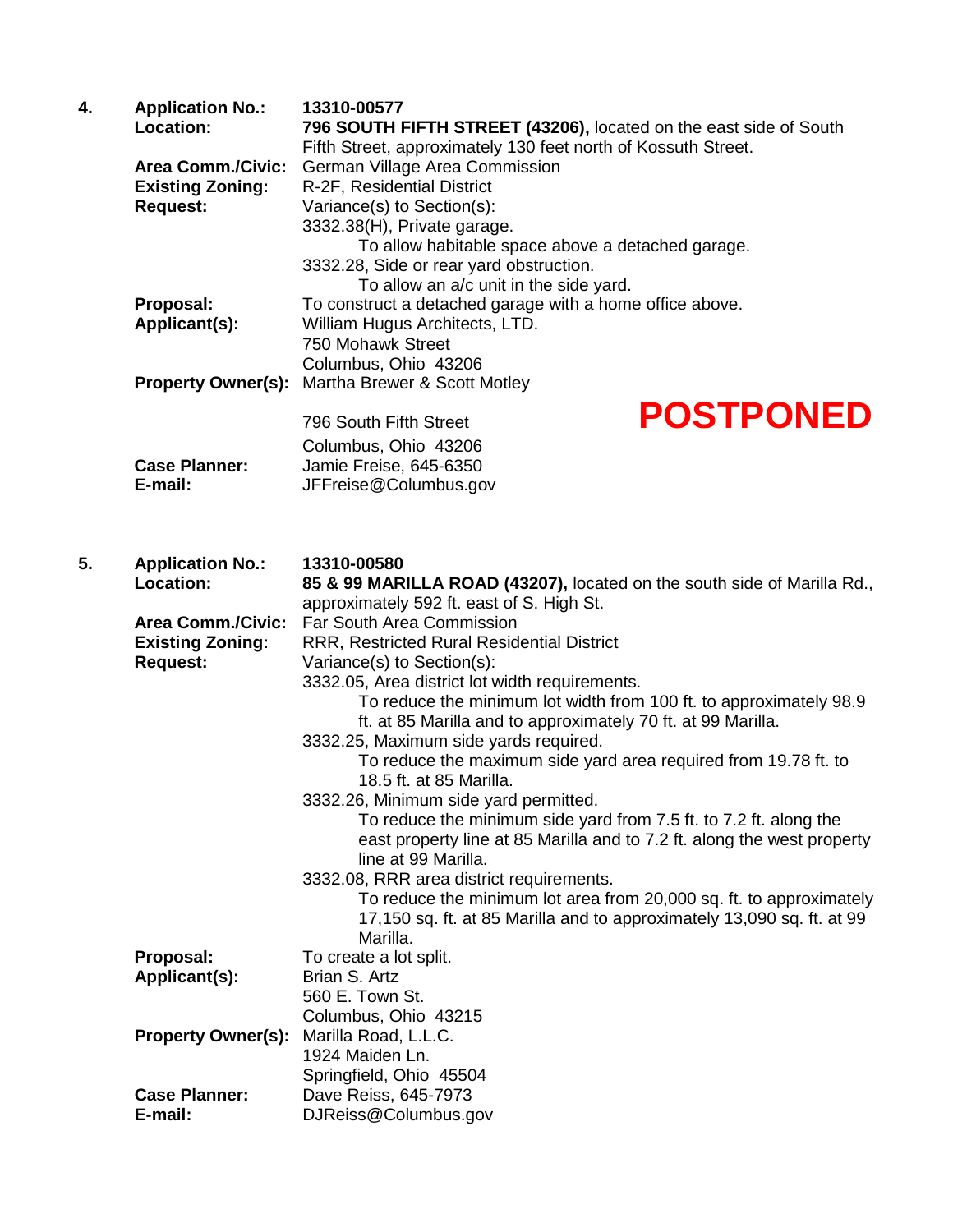**4.** **Application No.:** **13310-00577**

**Location:** **796 SOUTH FIFTH STREET (43206),** located on the east side of South Fifth Street, approximately 130 feet north of Kossuth Street.

**Area Comm./Civic:** German Village Area Commission

**Existing Zoning:** R-2F, Residential District

**Request:** Variance(s) to Section(s):

3332.38(H), Private garage.
  To allow habitable space above a detached garage.

3332.28, Side or rear yard obstruction.
  To allow an a/c unit in the side yard.

**Proposal:** To construct a detached garage with a home office above.

**Applicant(s):** William Hugus Architects, LTD.
750 Mohawk Street
Columbus, Ohio 43206

**Property Owner(s):** Martha Brewer & Scott Motley
796 South Fifth Street
Columbus, Ohio 43206

**POSTPONED**

**Case Planner:** Jamie Freise, 645-6350

**E-mail:** JFFreise@Columbus.gov

**5.** **Application No.:** **13310-00580**

**Location:** **85 & 99 MARILLA ROAD (43207),** located on the south side of Marilla Rd., approximately 592 ft. east of S. High St.

**Area Comm./Civic:** Far South Area Commission

**Existing Zoning:** RRR, Restricted Rural Residential District

**Request:** Variance(s) to Section(s):

3332.05, Area district lot width requirements.
  To reduce the minimum lot width from 100 ft. to approximately 98.9 ft. at 85 Marilla and to approximately 70 ft. at 99 Marilla.

3332.25, Maximum side yards required.
  To reduce the maximum side yard area required from 19.78 ft. to 18.5 ft. at 85 Marilla.

3332.26, Minimum side yard permitted.
  To reduce the minimum side yard from 7.5 ft. to 7.2 ft. along the east property line at 85 Marilla and to 7.2 ft. along the west property line at 99 Marilla.

3332.08, RRR area district requirements.
  To reduce the minimum lot area from 20,000 sq. ft. to approximately 17,150 sq. ft. at 85 Marilla and to approximately 13,090 sq. ft. at 99 Marilla.

**Proposal:** To create a lot split.

**Applicant(s):** Brian S. Artz
560 E. Town St.
Columbus, Ohio 43215

**Property Owner(s):** Marilla Road, L.L.C.
1924 Maiden Ln.
Springfield, Ohio 45504

**Case Planner:** Dave Reiss, 645-7973

**E-mail:** DJReiss@Columbus.gov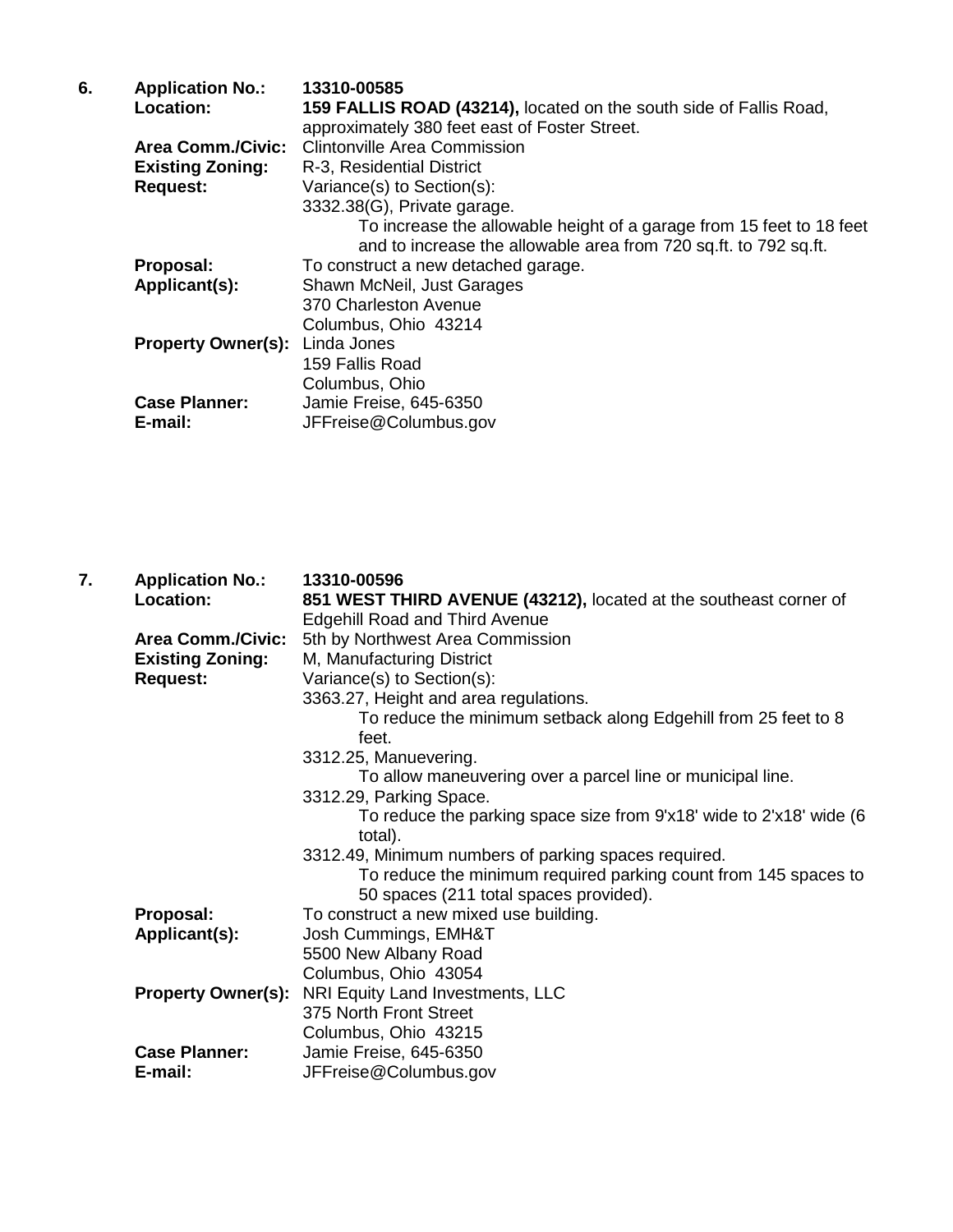6. **Application No.:** **13310-00585**

**Location:** **159 FALLIS ROAD (43214),** located on the south side of Fallis Road, approximately 380 feet east of Foster Street.

**Area Comm./Civic:** Clintonville Area Commission

**Existing Zoning:** R-3, Residential District

**Request:** Variance(s) to Section(s):

3332.38(G), Private garage.

To increase the allowable height of a garage from 15 feet to 18 feet and to increase the allowable area from 720 sq.ft. to 792 sq.ft.

**Proposal:** To construct a new detached garage.

**Applicant(s):** Shawn McNeil, Just Garages
370 Charleston Avenue
Columbus, Ohio 43214

**Property Owner(s):** Linda Jones
159 Fallis Road
Columbus, Ohio

**Case Planner:** Jamie Freise, 645-6350

**E-mail:** JFFreise@Columbus.gov

7. **Application No.:** **13310-00596**

**Location:** **851 WEST THIRD AVENUE (43212),** located at the southeast corner of Edgehill Road and Third Avenue

**Area Comm./Civic:** 5th by Northwest Area Commission

**Existing Zoning:** M, Manufacturing District

**Request:** Variance(s) to Section(s):

3363.27, Height and area regulations.

To reduce the minimum setback along Edgehill from 25 feet to 8 feet.

3312.25, Manuevering.

To allow maneuvering over a parcel line or municipal line.

3312.29, Parking Space.

To reduce the parking space size from 9'x18' wide to 2'x18' wide (6 total).

3312.49, Minimum numbers of parking spaces required.

To reduce the minimum required parking count from 145 spaces to 50 spaces (211 total spaces provided).

**Proposal:** To construct a new mixed use building.

**Applicant(s):** Josh Cummings, EMH&T
5500 New Albany Road
Columbus, Ohio 43054

**Property Owner(s):** NRI Equity Land Investments, LLC
375 North Front Street
Columbus, Ohio 43215

**Case Planner:** Jamie Freise, 645-6350

**E-mail:** JFFreise@Columbus.gov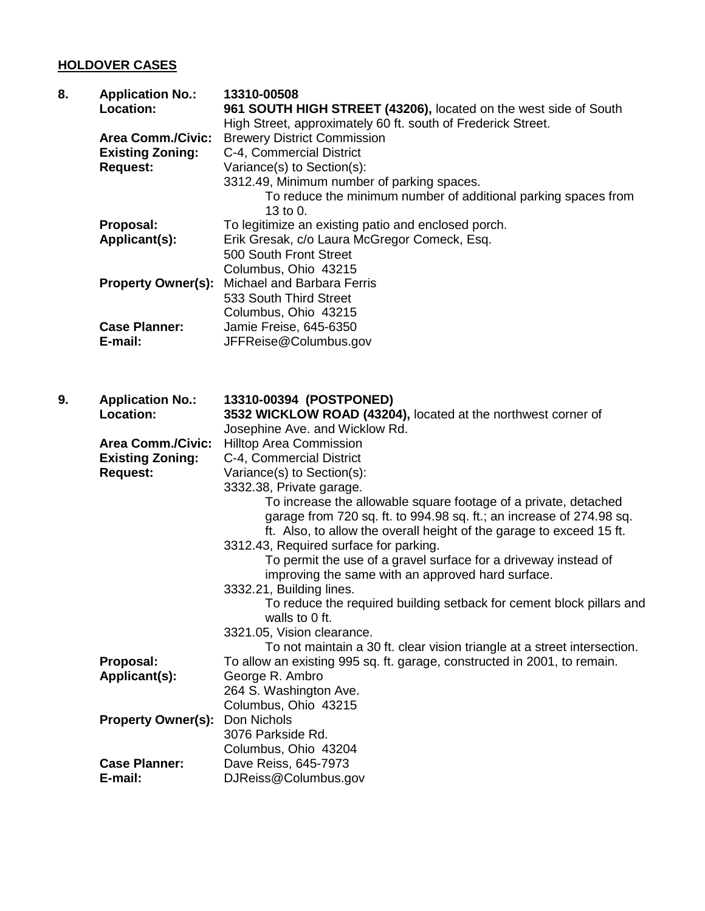## HOLDOVER CASES

**8. Application No.:** **13310-00508**

**Location:** **961 SOUTH HIGH STREET (43206),** located on the west side of South High Street, approximately 60 ft. south of Frederick Street.

**Area Comm./Civic:** Brewery District Commission

**Existing Zoning:** C-4, Commercial District

**Request:** Variance(s) to Section(s):

3312.49, Minimum number of parking spaces.

To reduce the minimum number of additional parking spaces from 13 to 0.

**Proposal:** To legitimize an existing patio and enclosed porch.

**Applicant(s):** Erik Gresak, c/o Laura McGregor Comeck, Esq.
500 South Front Street
Columbus, Ohio 43215

**Property Owner(s):** Michael and Barbara Ferris
533 South Third Street
Columbus, Ohio 43215

**Case Planner:** Jamie Freise, 645-6350

**E-mail:** JFFReise@Columbus.gov

**9. Application No.:** **13310-00394 (POSTPONED)**

**Location:** **3532 WICKLOW ROAD (43204),** located at the northwest corner of Josephine Ave. and Wicklow Rd.

**Area Comm./Civic:** Hilltop Area Commission

**Existing Zoning:** C-4, Commercial District

**Request:** Variance(s) to Section(s):

3332.38, Private garage.

To increase the allowable square footage of a private, detached garage from 720 sq. ft. to 994.98 sq. ft.; an increase of 274.98 sq. ft. Also, to allow the overall height of the garage to exceed 15 ft.

3312.43, Required surface for parking.

To permit the use of a gravel surface for a driveway instead of improving the same with an approved hard surface.

3332.21, Building lines.

To reduce the required building setback for cement block pillars and walls to 0 ft.

3321.05, Vision clearance.

To not maintain a 30 ft. clear vision triangle at a street intersection.

**Proposal:** To allow an existing 995 sq. ft. garage, constructed in 2001, to remain.

**Applicant(s):** George R. Ambro
264 S. Washington Ave.
Columbus, Ohio 43215

**Property Owner(s):** Don Nichols
3076 Parkside Rd.
Columbus, Ohio 43204

**Case Planner:** Dave Reiss, 645-7973

**E-mail:** DJReiss@Columbus.gov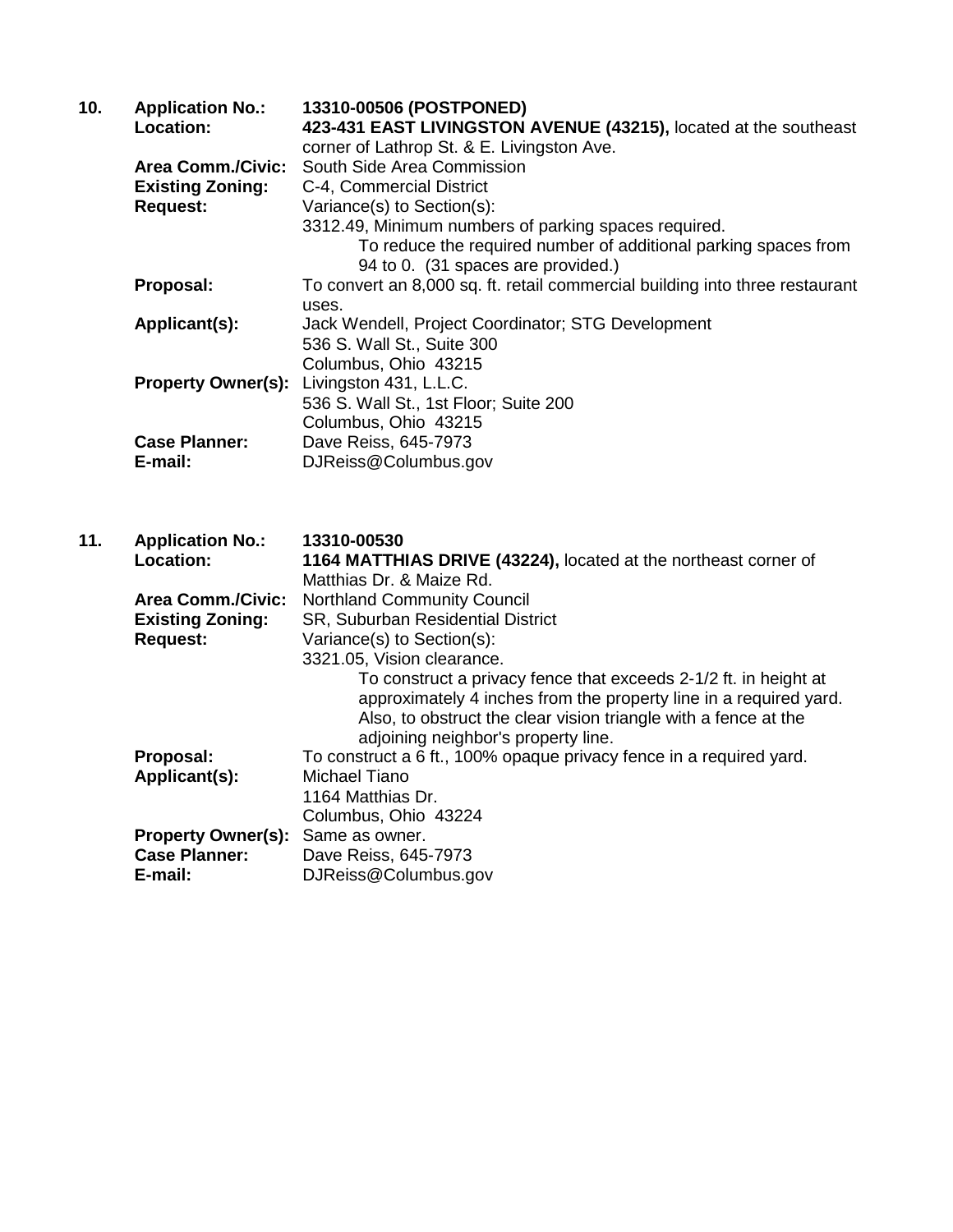**10.** **Application No.:** **13310-00506 (POSTPONED)**
**Location:** **423-431 EAST LIVINGSTON AVENUE (43215),** located at the southeast corner of Lathrop St. & E. Livingston Ave.
**Area Comm./Civic:** South Side Area Commission
**Existing Zoning:** C-4, Commercial District
**Request:** Variance(s) to Section(s):
3312.49, Minimum numbers of parking spaces required.
To reduce the required number of additional parking spaces from 94 to 0. (31 spaces are provided.)
**Proposal:** To convert an 8,000 sq. ft. retail commercial building into three restaurant uses.
**Applicant(s):** Jack Wendell, Project Coordinator; STG Development
536 S. Wall St., Suite 300
Columbus, Ohio 43215
**Property Owner(s):** Livingston 431, L.L.C.
536 S. Wall St., 1st Floor; Suite 200
Columbus, Ohio 43215
**Case Planner:** Dave Reiss, 645-7973
**E-mail:** DJReiss@Columbus.gov

**11.** **Application No.:** **13310-00530**
**Location:** **1164 MATTHIAS DRIVE (43224),** located at the northeast corner of Matthias Dr. & Maize Rd.
**Area Comm./Civic:** Northland Community Council
**Existing Zoning:** SR, Suburban Residential District
**Request:** Variance(s) to Section(s):
3321.05, Vision clearance.
To construct a privacy fence that exceeds 2-1/2 ft. in height at approximately 4 inches from the property line in a required yard. Also, to obstruct the clear vision triangle with a fence at the adjoining neighbor's property line.
**Proposal:** To construct a 6 ft., 100% opaque privacy fence in a required yard.
**Applicant(s):** Michael Tiano
1164 Matthias Dr.
Columbus, Ohio 43224
**Property Owner(s):** Same as owner.
**Case Planner:** Dave Reiss, 645-7973
**E-mail:** DJReiss@Columbus.gov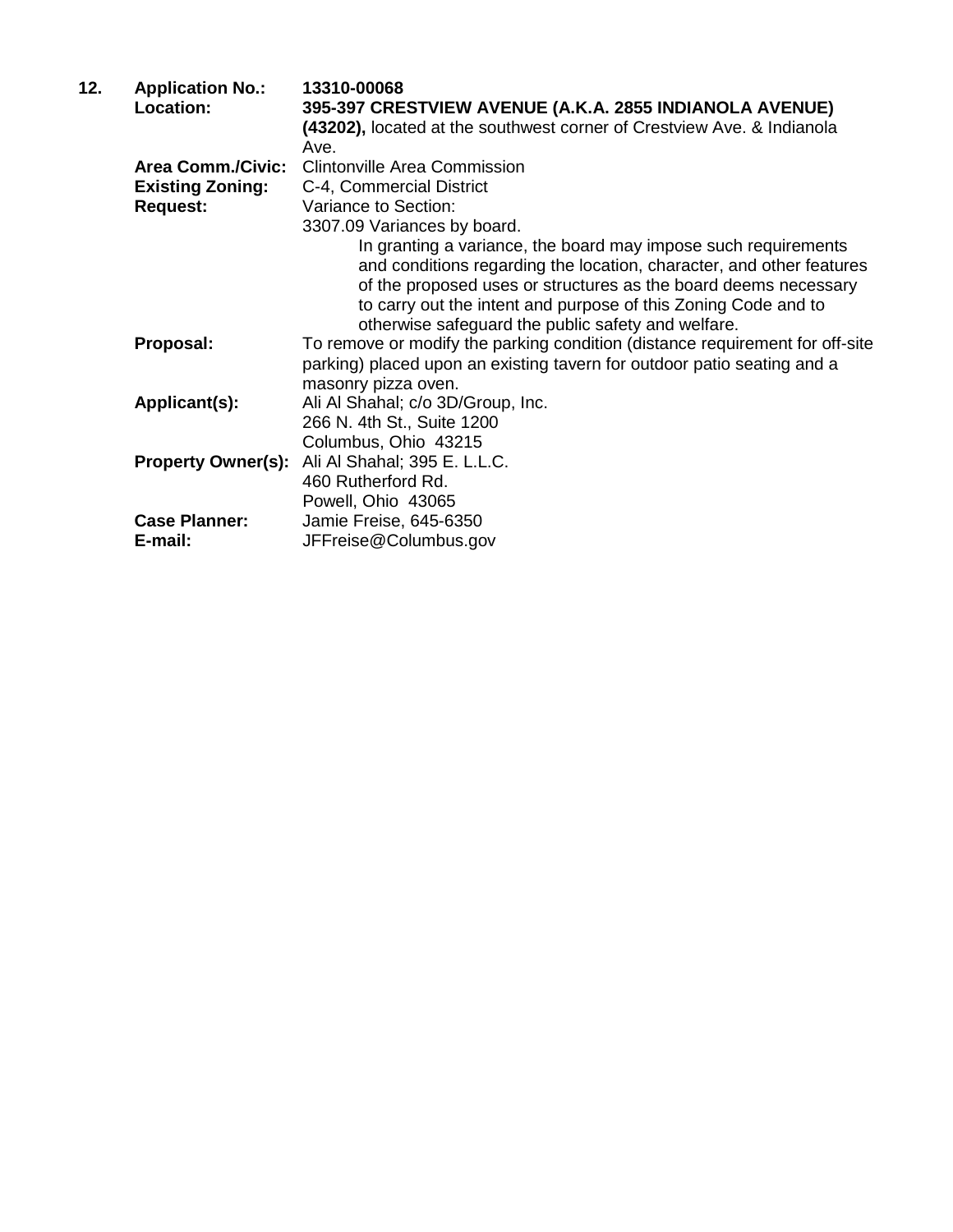**12.** **Application No.:** **13310-00068**

**Location:** **395-397 CRESTVIEW AVENUE (A.K.A. 2855 INDIANOLA AVENUE) (43202),** located at the southwest corner of Crestview Ave. & Indianola Ave.

**Area Comm./Civic:** Clintonville Area Commission

**Existing Zoning:** C-4, Commercial District

**Request:** Variance to Section:

3307.09 Variances by board.

> In granting a variance, the board may impose such requirements and conditions regarding the location, character, and other features of the proposed uses or structures as the board deems necessary to carry out the intent and purpose of this Zoning Code and to otherwise safeguard the public safety and welfare.

**Proposal:** To remove or modify the parking condition (distance requirement for off-site parking) placed upon an existing tavern for outdoor patio seating and a masonry pizza oven.

**Applicant(s):** Ali Al Shahal; c/o 3D/Group, Inc.
266 N. 4th St., Suite 1200
Columbus, Ohio 43215

**Property Owner(s):** Ali Al Shahal; 395 E. L.L.C.
460 Rutherford Rd.
Powell, Ohio 43065

**Case Planner:** Jamie Freise, 645-6350

**E-mail:** JFFreise@Columbus.gov